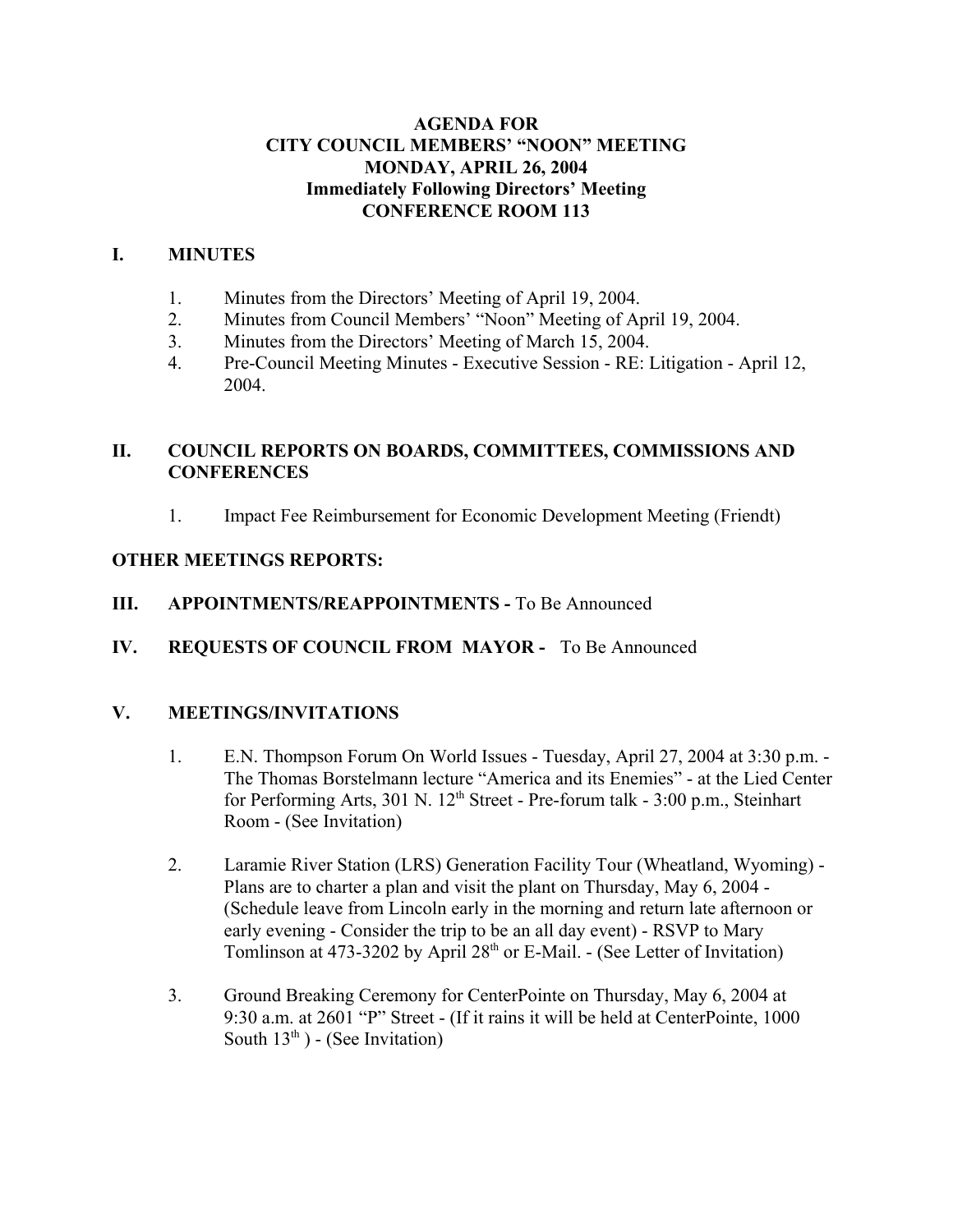**AGENDA FOR**
**CITY COUNCIL MEMBERS' "NOON" MEETING**
**MONDAY, APRIL 26, 2004**
**Immediately Following Directors' Meeting**
**CONFERENCE ROOM 113**

## I. MINUTES

1. Minutes from the Directors' Meeting of April 19, 2004.
2. Minutes from Council Members' "Noon" Meeting of April 19, 2004.
3. Minutes from the Directors' Meeting of March 15, 2004.
4. Pre-Council Meeting Minutes - Executive Session - RE: Litigation - April 12, 2004.

## II. COUNCIL REPORTS ON BOARDS, COMMITTEES, COMMISSIONS AND CONFERENCES

1. Impact Fee Reimbursement for Economic Development Meeting (Friendt)

## OTHER MEETINGS REPORTS:

## III. APPOINTMENTS/REAPPOINTMENTS - To Be Announced

## IV. REQUESTS OF COUNCIL FROM MAYOR - To Be Announced

## V. MEETINGS/INVITATIONS

1. E.N. Thompson Forum On World Issues - Tuesday, April 27, 2004 at 3:30 p.m. - The Thomas Borstelmann lecture "America and its Enemies" - at the Lied Center for Performing Arts, 301 N. 12th Street - Pre-forum talk - 3:00 p.m., Steinhart Room - (See Invitation)

2. Laramie River Station (LRS) Generation Facility Tour (Wheatland, Wyoming) - Plans are to charter a plan and visit the plant on Thursday, May 6, 2004 - (Schedule leave from Lincoln early in the morning and return late afternoon or early evening - Consider the trip to be an all day event) - RSVP to Mary Tomlinson at 473-3202 by April 28th or E-Mail. - (See Letter of Invitation)

3. Ground Breaking Ceremony for CenterPointe on Thursday, May 6, 2004 at 9:30 a.m. at 2601 "P" Street - (If it rains it will be held at CenterPointe, 1000 South 13th ) - (See Invitation)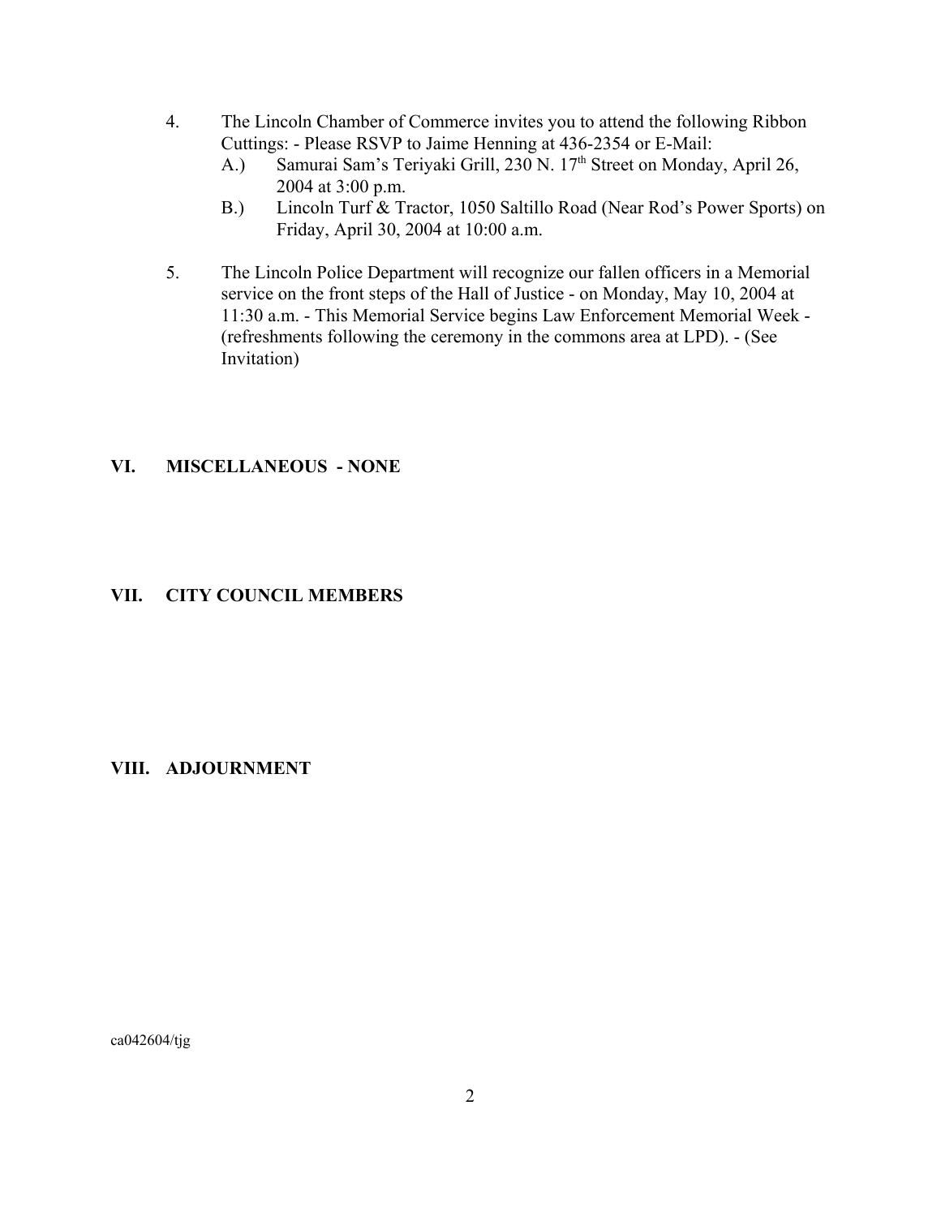4. The Lincoln Chamber of Commerce invites you to attend the following Ribbon Cuttings: - Please RSVP to Jaime Henning at 436-2354 or E-Mail:
   - A.) Samurai Sam's Teriyaki Grill, 230 N. 17th Street on Monday, April 26, 2004 at 3:00 p.m.
   - B.) Lincoln Turf & Tractor, 1050 Saltillo Road (Near Rod's Power Sports) on Friday, April 30, 2004 at 10:00 a.m.

5. The Lincoln Police Department will recognize our fallen officers in a Memorial service on the front steps of the Hall of Justice - on Monday, May 10, 2004 at 11:30 a.m. - This Memorial Service begins Law Enforcement Memorial Week - (refreshments following the ceremony in the commons area at LPD). - (See Invitation)

## VI. MISCELLANEOUS - NONE

## VII. CITY COUNCIL MEMBERS

## VIII. ADJOURNMENT

ca042604/tjg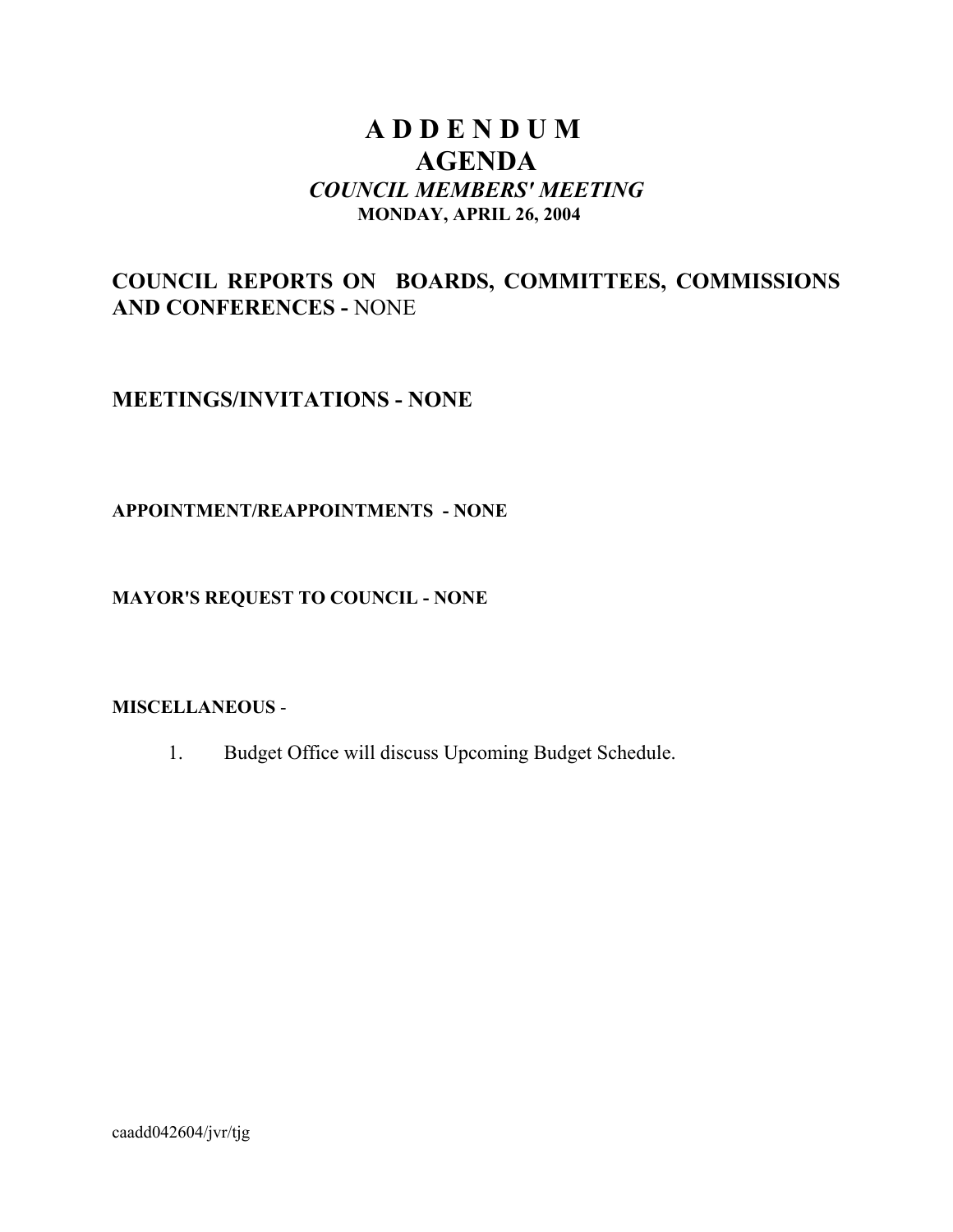# A D D E N D U M

# AGENDA

### *COUNCIL MEMBERS' MEETING*

**MONDAY, APRIL 26, 2004**

## COUNCIL REPORTS ON BOARDS, COMMITTEES, COMMISSIONS AND CONFERENCES - NONE

## MEETINGS/INVITATIONS - NONE

**APPOINTMENT/REAPPOINTMENTS - NONE**

**MAYOR'S REQUEST TO COUNCIL - NONE**

**MISCELLANEOUS** -

1. Budget Office will discuss Upcoming Budget Schedule.

caadd042604/jvr/tjg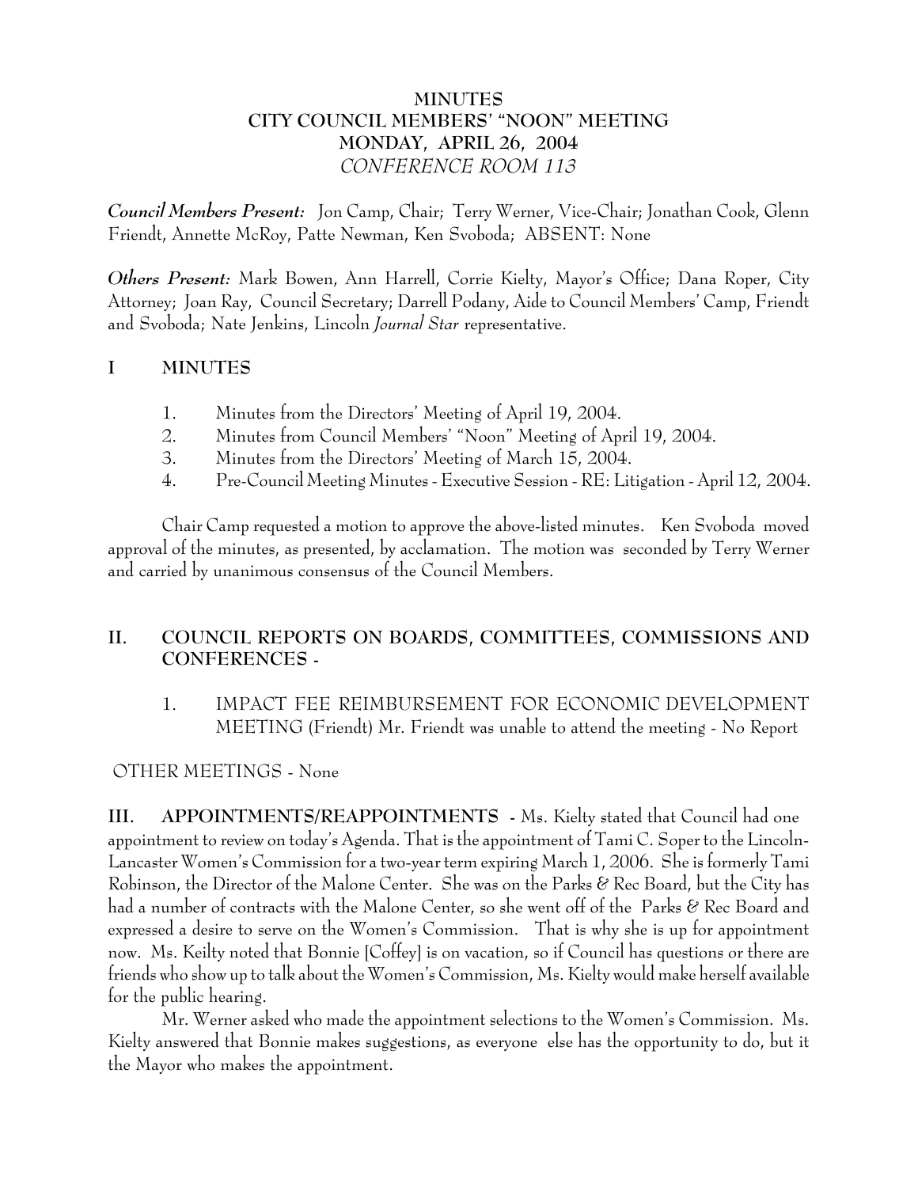# MINUTES
## CITY COUNCIL MEMBERS' "NOON" MEETING
## MONDAY, APRIL 26, 2004
## *CONFERENCE ROOM 113*

***Council Members Present:*** Jon Camp, Chair; Terry Werner, Vice-Chair; Jonathan Cook, Glenn Friendt, Annette McRoy, Patte Newman, Ken Svoboda; ABSENT: None

***Others Present:*** Mark Bowen, Ann Harrell, Corrie Kielty, Mayor's Office; Dana Roper, City Attorney; Joan Ray, Council Secretary; Darrell Podany, Aide to Council Members' Camp, Friendt and Svoboda; Nate Jenkins, Lincoln *Journal Star* representative.

## I MINUTES

1. Minutes from the Directors' Meeting of April 19, 2004.
2. Minutes from Council Members' "Noon" Meeting of April 19, 2004.
3. Minutes from the Directors' Meeting of March 15, 2004.
4. Pre-Council Meeting Minutes - Executive Session - RE: Litigation - April 12, 2004.

Chair Camp requested a motion to approve the above-listed minutes. Ken Svoboda moved approval of the minutes, as presented, by acclamation. The motion was seconded by Terry Werner and carried by unanimous consensus of the Council Members.

## II. COUNCIL REPORTS ON BOARDS, COMMITTEES, COMMISSIONS AND CONFERENCES -

1. IMPACT FEE REIMBURSEMENT FOR ECONOMIC DEVELOPMENT MEETING (Friendt) Mr. Friendt was unable to attend the meeting - No Report

OTHER MEETINGS - None

**III. APPOINTMENTS/REAPPOINTMENTS -** Ms. Kielty stated that Council had one appointment to review on today's Agenda. That is the appointment of Tami C. Soper to the Lincoln-Lancaster Women's Commission for a two-year term expiring March 1, 2006. She is formerly Tami Robinson, the Director of the Malone Center. She was on the Parks & Rec Board, but the City has had a number of contracts with the Malone Center, so she went off of the Parks & Rec Board and expressed a desire to serve on the Women's Commission. That is why she is up for appointment now. Ms. Keilty noted that Bonnie [Coffey] is on vacation, so if Council has questions or there are friends who show up to talk about the Women's Commission, Ms. Kielty would make herself available for the public hearing.

Mr. Werner asked who made the appointment selections to the Women's Commission. Ms. Kielty answered that Bonnie makes suggestions, as everyone else has the opportunity to do, but it the Mayor who makes the appointment.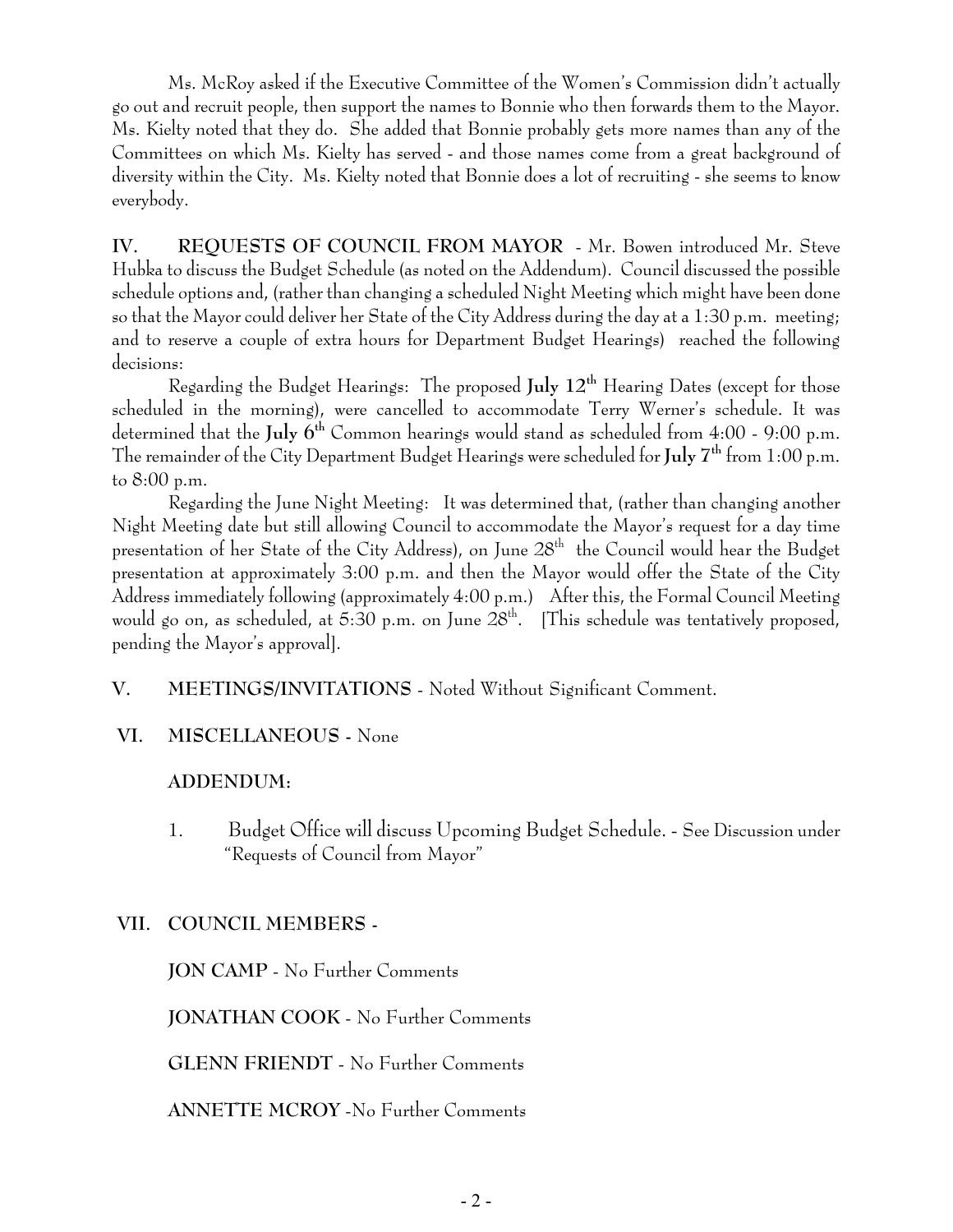Ms. McRoy asked if the Executive Committee of the Women's Commission didn't actually go out and recruit people, then support the names to Bonnie who then forwards them to the Mayor. Ms. Kielty noted that they do. She added that Bonnie probably gets more names than any of the Committees on which Ms. Kielty has served - and those names come from a great background of diversity within the City. Ms. Kielty noted that Bonnie does a lot of recruiting - she seems to know everybody.

**IV. REQUESTS OF COUNCIL FROM MAYOR** - Mr. Bowen introduced Mr. Steve Hubka to discuss the Budget Schedule (as noted on the Addendum). Council discussed the possible schedule options and, (rather than changing a scheduled Night Meeting which might have been done so that the Mayor could deliver her State of the City Address during the day at a 1:30 p.m. meeting; and to reserve a couple of extra hours for Department Budget Hearings) reached the following decisions:

Regarding the Budget Hearings: The proposed **July 12th** Hearing Dates (except for those scheduled in the morning), were cancelled to accommodate Terry Werner's schedule. It was determined that the **July 6th** Common hearings would stand as scheduled from 4:00 - 9:00 p.m. The remainder of the City Department Budget Hearings were scheduled for **July 7th** from 1:00 p.m. to 8:00 p.m.

Regarding the June Night Meeting: It was determined that, (rather than changing another Night Meeting date but still allowing Council to accommodate the Mayor's request for a day time presentation of her State of the City Address), on June 28th the Council would hear the Budget presentation at approximately 3:00 p.m. and then the Mayor would offer the State of the City Address immediately following (approximately 4:00 p.m.) After this, the Formal Council Meeting would go on, as scheduled, at 5:30 p.m. on June 28th. [This schedule was tentatively proposed, pending the Mayor's approval].

**V. MEETINGS/INVITATIONS** - Noted Without Significant Comment.

**VI. MISCELLANEOUS -** None

**ADDENDUM:**

1. Budget Office will discuss Upcoming Budget Schedule. - See Discussion under "Requests of Council from Mayor"

**VII. COUNCIL MEMBERS -**

**JON CAMP** - No Further Comments

**JONATHAN COOK** - No Further Comments

**GLENN FRIENDT** - No Further Comments

**ANNETTE MCROY** -No Further Comments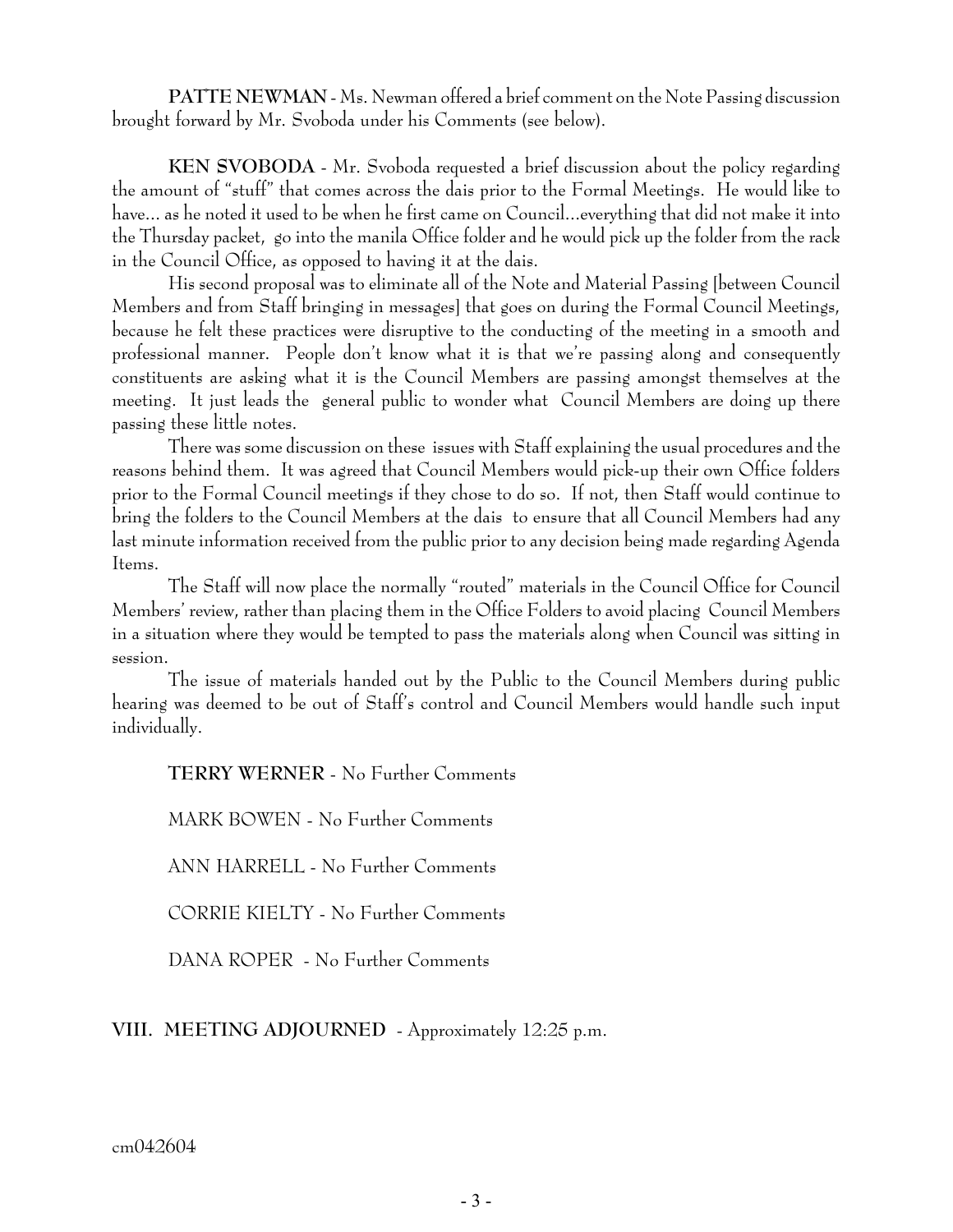**PATTE NEWMAN** - Ms. Newman offered a brief comment on the Note Passing discussion brought forward by Mr. Svoboda under his Comments (see below).

**KEN SVOBODA** - Mr. Svoboda requested a brief discussion about the policy regarding the amount of "stuff" that comes across the dais prior to the Formal Meetings. He would like to have... as he noted it used to be when he first came on Council...everything that did not make it into the Thursday packet, go into the manila Office folder and he would pick up the folder from the rack in the Council Office, as opposed to having it at the dais.

His second proposal was to eliminate all of the Note and Material Passing [between Council Members and from Staff bringing in messages] that goes on during the Formal Council Meetings, because he felt these practices were disruptive to the conducting of the meeting in a smooth and professional manner. People don't know what it is that we're passing along and consequently constituents are asking what it is the Council Members are passing amongst themselves at the meeting. It just leads the general public to wonder what Council Members are doing up there passing these little notes.

There was some discussion on these issues with Staff explaining the usual procedures and the reasons behind them. It was agreed that Council Members would pick-up their own Office folders prior to the Formal Council meetings if they chose to do so. If not, then Staff would continue to bring the folders to the Council Members at the dais to ensure that all Council Members had any last minute information received from the public prior to any decision being made regarding Agenda Items.

The Staff will now place the normally "routed" materials in the Council Office for Council Members' review, rather than placing them in the Office Folders to avoid placing Council Members in a situation where they would be tempted to pass the materials along when Council was sitting in session.

The issue of materials handed out by the Public to the Council Members during public hearing was deemed to be out of Staff's control and Council Members would handle such input individually.

**TERRY WERNER** - No Further Comments

MARK BOWEN - No Further Comments

ANN HARRELL - No Further Comments

CORRIE KIELTY - No Further Comments

DANA ROPER - No Further Comments

**VIII. MEETING ADJOURNED** - Approximately 12:25 p.m.

cm042604